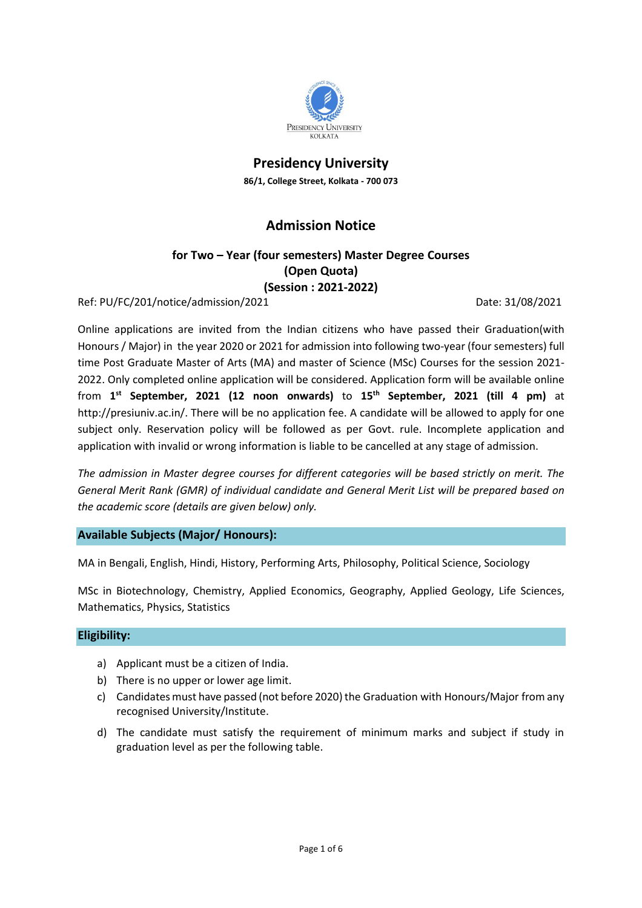# Presidency University

**86/1, College Street, Kolkata - 700 073**

## Admission Notice

### for Two – Year (four semesters) Master Degree Courses (Open Quota) (Session : 2021-2022)

Ref: PU/FC/201/notice/admission/2021 Date: 31/08/2021

Online applications are invited from the Indian citizens who have passed their Graduation(with Honours / Major) in the year 2020 or 2021 for admission into following two-year (four semesters) full time Post Graduate Master of Arts (MA) and master of Science (MSc) Courses for the session 2021-2022. Only completed online application will be considered. Application form will be available online from **1st September, 2021 (12 noon onwards)** to **15th September, 2021 (till 4 pm)** at http://presiuniv.ac.in/. There will be no application fee. A candidate will be allowed to apply for one subject only. Reservation policy will be followed as per Govt. rule. Incomplete application and application with invalid or wrong information is liable to be cancelled at any stage of admission.

*The admission in Master degree courses for different categories will be based strictly on merit. The General Merit Rank (GMR) of individual candidate and General Merit List will be prepared based on the academic score (details are given below) only.*

### Available Subjects (Major/ Honours):

MA in Bengali, English, Hindi, History, Performing Arts, Philosophy, Political Science, Sociology

MSc in Biotechnology, Chemistry, Applied Economics, Geography, Applied Geology, Life Sciences, Mathematics, Physics, Statistics

### Eligibility:

a) Applicant must be a citizen of India.
b) There is no upper or lower age limit.
c) Candidates must have passed (not before 2020) the Graduation with Honours/Major from any recognised University/Institute.
d) The candidate must satisfy the requirement of minimum marks and subject if study in graduation level as per the following table.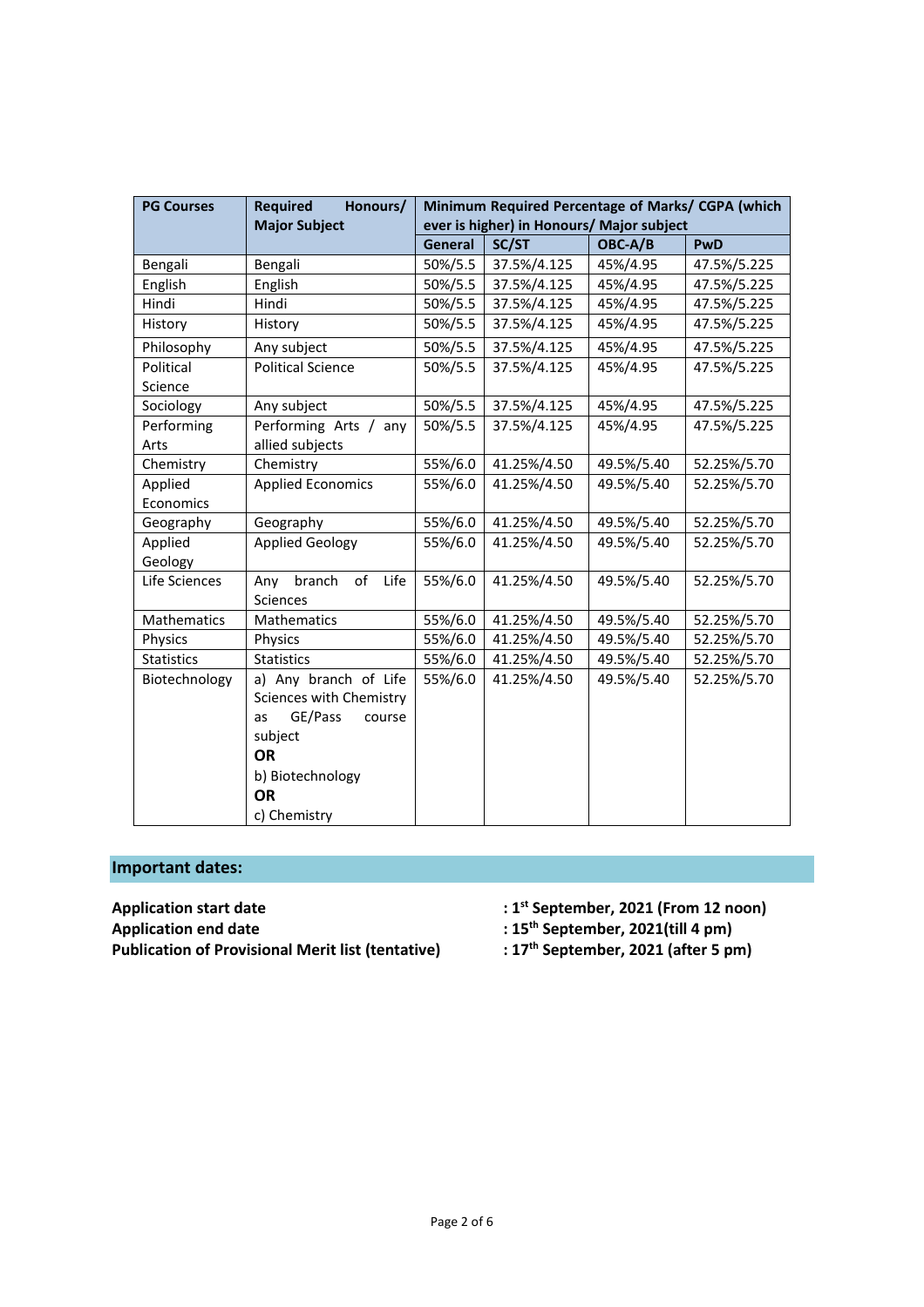| PG Courses | Required Honours/ Major Subject | Minimum Required Percentage of Marks/ CGPA (which ever is higher) in Honours/ Major subject | | | |
|---|---|---|---|---|---|
| | | General | SC/ST | OBC-A/B | PwD |
| Bengali | Bengali | 50%/5.5 | 37.5%/4.125 | 45%/4.95 | 47.5%/5.225 |
| English | English | 50%/5.5 | 37.5%/4.125 | 45%/4.95 | 47.5%/5.225 |
| Hindi | Hindi | 50%/5.5 | 37.5%/4.125 | 45%/4.95 | 47.5%/5.225 |
| History | History | 50%/5.5 | 37.5%/4.125 | 45%/4.95 | 47.5%/5.225 |
| Philosophy | Any subject | 50%/5.5 | 37.5%/4.125 | 45%/4.95 | 47.5%/5.225 |
| Political Science | Political Science | 50%/5.5 | 37.5%/4.125 | 45%/4.95 | 47.5%/5.225 |
| Sociology | Any subject | 50%/5.5 | 37.5%/4.125 | 45%/4.95 | 47.5%/5.225 |
| Performing Arts | Performing Arts / any allied subjects | 50%/5.5 | 37.5%/4.125 | 45%/4.95 | 47.5%/5.225 |
| Chemistry | Chemistry | 55%/6.0 | 41.25%/4.50 | 49.5%/5.40 | 52.25%/5.70 |
| Applied Economics | Applied Economics | 55%/6.0 | 41.25%/4.50 | 49.5%/5.40 | 52.25%/5.70 |
| Geography | Geography | 55%/6.0 | 41.25%/4.50 | 49.5%/5.40 | 52.25%/5.70 |
| Applied Geology | Applied Geology | 55%/6.0 | 41.25%/4.50 | 49.5%/5.40 | 52.25%/5.70 |
| Life Sciences | Any branch of Life Sciences | 55%/6.0 | 41.25%/4.50 | 49.5%/5.40 | 52.25%/5.70 |
| Mathematics | Mathematics | 55%/6.0 | 41.25%/4.50 | 49.5%/5.40 | 52.25%/5.70 |
| Physics | Physics | 55%/6.0 | 41.25%/4.50 | 49.5%/5.40 | 52.25%/5.70 |
| Statistics | Statistics | 55%/6.0 | 41.25%/4.50 | 49.5%/5.40 | 52.25%/5.70 |
| Biotechnology | a) Any branch of Life Sciences with Chemistry as GE/Pass course subject **OR** b) Biotechnology **OR** c) Chemistry | 55%/6.0 | 41.25%/4.50 | 49.5%/5.40 | 52.25%/5.70 |

## Important dates:

**Application start date** : **1st September, 2021 (From 12 noon)**

**Application end date** : **15th September, 2021(till 4 pm)**

**Publication of Provisional Merit list (tentative)** : **17th September, 2021 (after 5 pm)**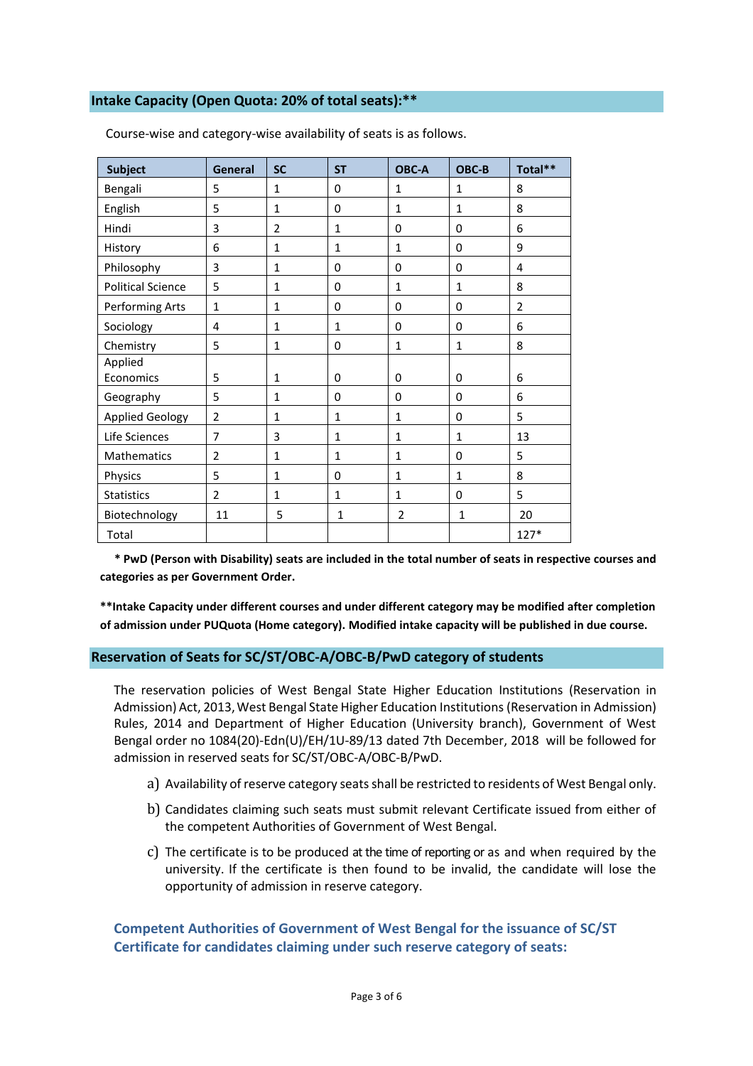## Intake Capacity (Open Quota: 20% of total seats):**

Course-wise and category-wise availability of seats is as follows.

| Subject | General | SC | ST | OBC-A | OBC-B | Total** |
|---|---|---|---|---|---|---|
| Bengali | 5 | 1 | 0 | 1 | 1 | 8 |
| English | 5 | 1 | 0 | 1 | 1 | 8 |
| Hindi | 3 | 2 | 1 | 0 | 0 | 6 |
| History | 6 | 1 | 1 | 1 | 0 | 9 |
| Philosophy | 3 | 1 | 0 | 0 | 0 | 4 |
| Political Science | 5 | 1 | 0 | 1 | 1 | 8 |
| Performing Arts | 1 | 1 | 0 | 0 | 0 | 2 |
| Sociology | 4 | 1 | 1 | 0 | 0 | 6 |
| Chemistry | 5 | 1 | 0 | 1 | 1 | 8 |
| Applied Economics | 5 | 1 | 0 | 0 | 0 | 6 |
| Geography | 5 | 1 | 0 | 0 | 0 | 6 |
| Applied Geology | 2 | 1 | 1 | 1 | 0 | 5 |
| Life Sciences | 7 | 3 | 1 | 1 | 1 | 13 |
| Mathematics | 2 | 1 | 1 | 1 | 0 | 5 |
| Physics | 5 | 1 | 0 | 1 | 1 | 8 |
| Statistics | 2 | 1 | 1 | 1 | 0 | 5 |
| Biotechnology | 11 | 5 | 1 | 2 | 1 | 20 |
| Total | | | | | | 127* |

**\* PwD (Person with Disability) seats are included in the total number of seats in respective courses and categories as per Government Order.**

****Intake Capacity under different courses and under different category may be modified after completion of admission under PUQuota (Home category). Modified intake capacity will be published in due course.**

## Reservation of Seats for SC/ST/OBC-A/OBC-B/PwD category of students

The reservation policies of West Bengal State Higher Education Institutions (Reservation in Admission) Act, 2013, West Bengal State Higher Education Institutions (Reservation in Admission) Rules, 2014 and Department of Higher Education (University branch), Government of West Bengal order no 1084(20)-Edn(U)/EH/1U-89/13 dated 7th December, 2018 will be followed for admission in reserved seats for SC/ST/OBC-A/OBC-B/PwD.

a) Availability of reserve category seats shall be restricted to residents of West Bengal only.

b) Candidates claiming such seats must submit relevant Certificate issued from either of the competent Authorities of Government of West Bengal.

c) The certificate is to be produced at the time of reporting or as and when required by the university. If the certificate is then found to be invalid, the candidate will lose the opportunity of admission in reserve category.

### Competent Authorities of Government of West Bengal for the issuance of SC/ST Certificate for candidates claiming under such reserve category of seats: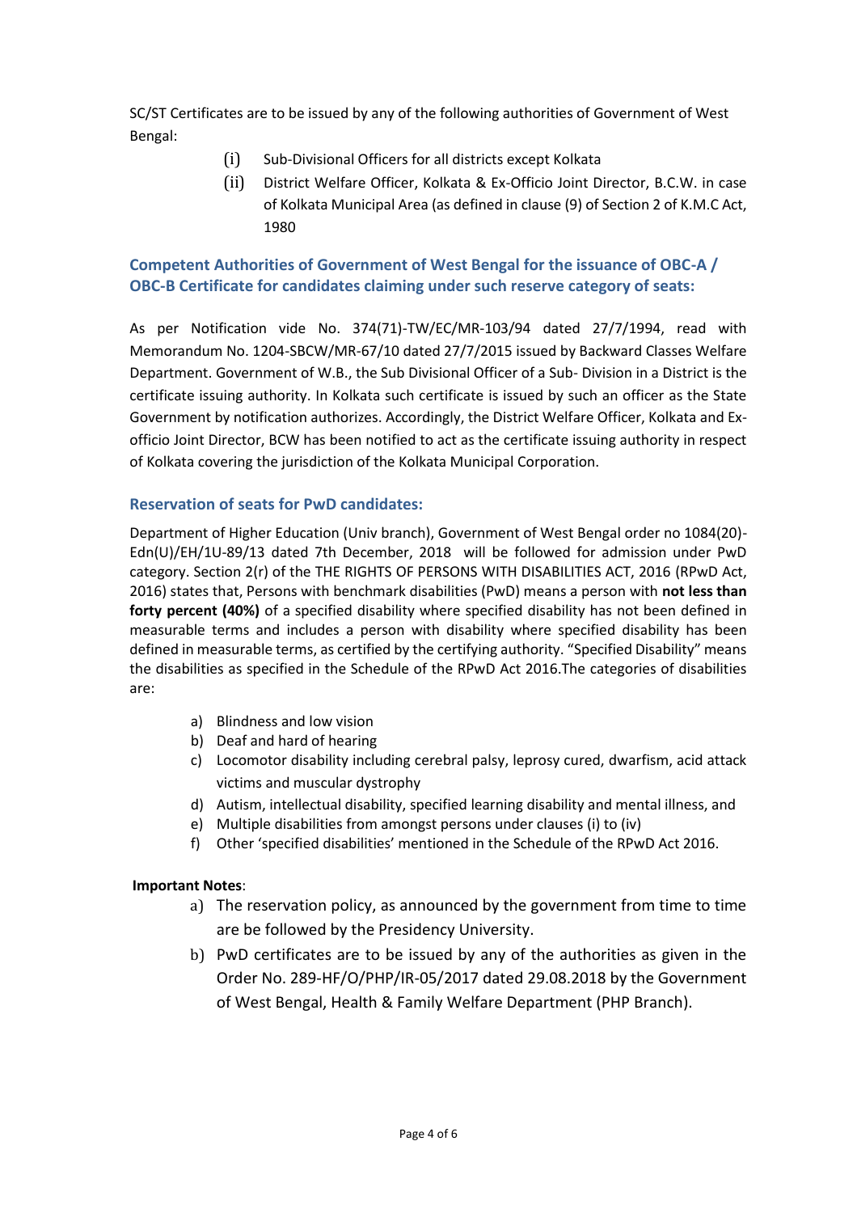SC/ST Certificates are to be issued by any of the following authorities of Government of West Bengal:

(i) Sub-Divisional Officers for all districts except Kolkata

(ii) District Welfare Officer, Kolkata & Ex-Officio Joint Director, B.C.W. in case of Kolkata Municipal Area (as defined in clause (9) of Section 2 of K.M.C Act, 1980

### Competent Authorities of Government of West Bengal for the issuance of OBC-A / OBC-B Certificate for candidates claiming under such reserve category of seats:

As per Notification vide No. 374(71)-TW/EC/MR-103/94 dated 27/7/1994, read with Memorandum No. 1204-SBCW/MR-67/10 dated 27/7/2015 issued by Backward Classes Welfare Department. Government of W.B., the Sub Divisional Officer of a Sub- Division in a District is the certificate issuing authority. In Kolkata such certificate is issued by such an officer as the State Government by notification authorizes. Accordingly, the District Welfare Officer, Kolkata and Ex-officio Joint Director, BCW has been notified to act as the certificate issuing authority in respect of Kolkata covering the jurisdiction of the Kolkata Municipal Corporation.

### Reservation of seats for PwD candidates:

Department of Higher Education (Univ branch), Government of West Bengal order no 1084(20)-Edn(U)/EH/1U-89/13 dated 7th December, 2018 will be followed for admission under PwD category. Section 2(r) of the THE RIGHTS OF PERSONS WITH DISABILITIES ACT, 2016 (RPwD Act, 2016) states that, Persons with benchmark disabilities (PwD) means a person with **not less than forty percent (40%)** of a specified disability where specified disability has not been defined in measurable terms and includes a person with disability where specified disability has been defined in measurable terms, as certified by the certifying authority. "Specified Disability" means the disabilities as specified in the Schedule of the RPwD Act 2016.The categories of disabilities are:

a) Blindness and low vision
b) Deaf and hard of hearing
c) Locomotor disability including cerebral palsy, leprosy cured, dwarfism, acid attack victims and muscular dystrophy
d) Autism, intellectual disability, specified learning disability and mental illness, and
e) Multiple disabilities from amongst persons under clauses (i) to (iv)
f) Other 'specified disabilities' mentioned in the Schedule of the RPwD Act 2016.

**Important Notes**:

a) The reservation policy, as announced by the government from time to time are be followed by the Presidency University.
b) PwD certificates are to be issued by any of the authorities as given in the Order No. 289-HF/O/PHP/IR-05/2017 dated 29.08.2018 by the Government of West Bengal, Health & Family Welfare Department (PHP Branch).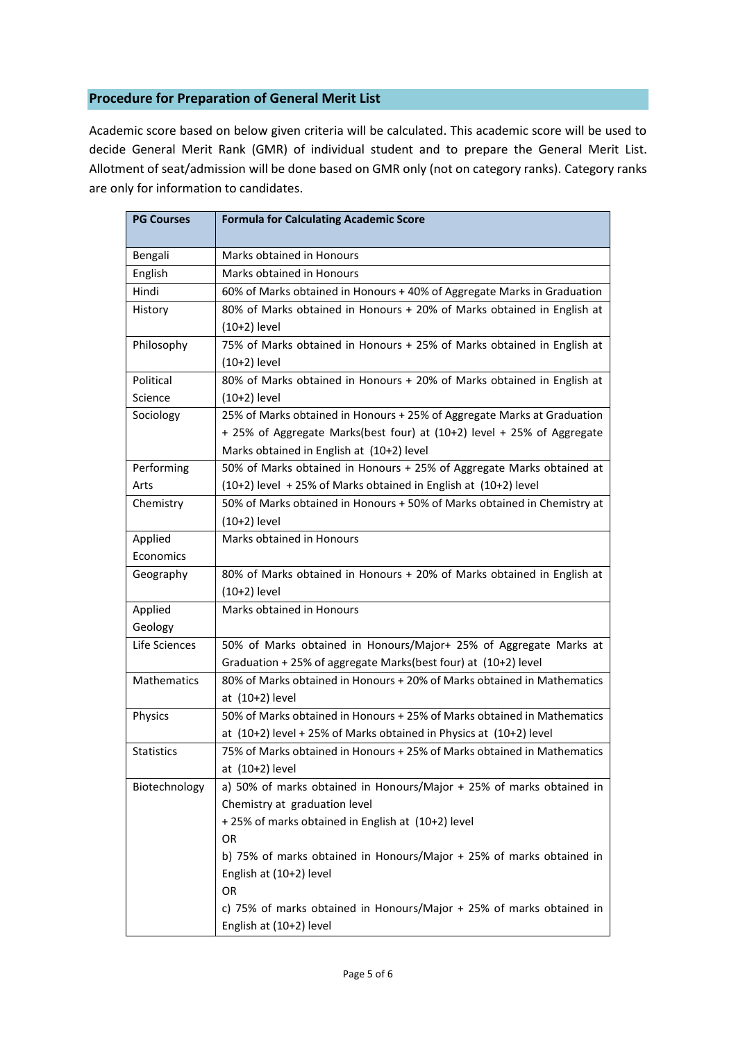## Procedure for Preparation of General Merit List

Academic score based on below given criteria will be calculated. This academic score will be used to decide General Merit Rank (GMR) of individual student and to prepare the General Merit List. Allotment of seat/admission will be done based on GMR only (not on category ranks). Category ranks are only for information to candidates.

| PG Courses | Formula for Calculating Academic Score |
|---|---|
| Bengali | Marks obtained in Honours |
| English | Marks obtained in Honours |
| Hindi | 60% of Marks obtained in Honours + 40% of Aggregate Marks in Graduation |
| History | 80% of Marks obtained in Honours + 20% of Marks obtained in English at (10+2) level |
| Philosophy | 75% of Marks obtained in Honours + 25% of Marks obtained in English at (10+2) level |
| Political Science | 80% of Marks obtained in Honours + 20% of Marks obtained in English at (10+2) level |
| Sociology | 25% of Marks obtained in Honours + 25% of Aggregate Marks at Graduation + 25% of Aggregate Marks(best four) at (10+2) level + 25% of Aggregate Marks obtained in English at (10+2) level |
| Performing Arts | 50% of Marks obtained in Honours + 25% of Aggregate Marks obtained at (10+2) level + 25% of Marks obtained in English at (10+2) level |
| Chemistry | 50% of Marks obtained in Honours + 50% of Marks obtained in Chemistry at (10+2) level |
| Applied Economics | Marks obtained in Honours |
| Geography | 80% of Marks obtained in Honours + 20% of Marks obtained in English at (10+2) level |
| Applied Geology | Marks obtained in Honours |
| Life Sciences | 50% of Marks obtained in Honours/Major+ 25% of Aggregate Marks at Graduation + 25% of aggregate Marks(best four) at (10+2) level |
| Mathematics | 80% of Marks obtained in Honours + 20% of Marks obtained in Mathematics at (10+2) level |
| Physics | 50% of Marks obtained in Honours + 25% of Marks obtained in Mathematics at (10+2) level + 25% of Marks obtained in Physics at (10+2) level |
| Statistics | 75% of Marks obtained in Honours + 25% of Marks obtained in Mathematics at (10+2) level |
| Biotechnology | a) 50% of marks obtained in Honours/Major + 25% of marks obtained in Chemistry at graduation level + 25% of marks obtained in English at (10+2) level<br>OR<br>b) 75% of marks obtained in Honours/Major + 25% of marks obtained in English at (10+2) level<br>OR<br>c) 75% of marks obtained in Honours/Major + 25% of marks obtained in English at (10+2) level |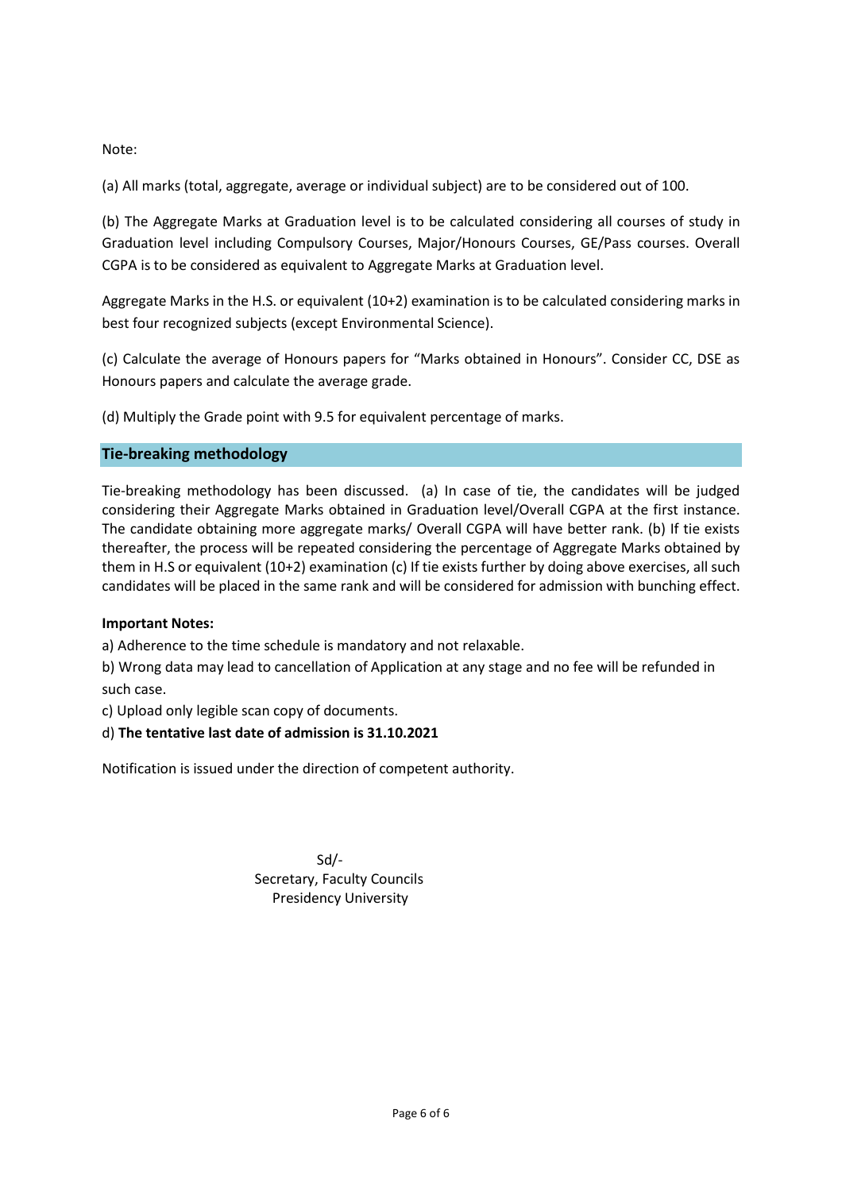Note:

(a) All marks (total, aggregate, average or individual subject) are to be considered out of 100.

(b) The Aggregate Marks at Graduation level is to be calculated considering all courses of study in Graduation level including Compulsory Courses, Major/Honours Courses, GE/Pass courses. Overall CGPA is to be considered as equivalent to Aggregate Marks at Graduation level.

Aggregate Marks in the H.S. or equivalent (10+2) examination is to be calculated considering marks in best four recognized subjects (except Environmental Science).

(c) Calculate the average of Honours papers for "Marks obtained in Honours". Consider CC, DSE as Honours papers and calculate the average grade.

(d) Multiply the Grade point with 9.5 for equivalent percentage of marks.

## Tie-breaking methodology

Tie-breaking methodology has been discussed. (a) In case of tie, the candidates will be judged considering their Aggregate Marks obtained in Graduation level/Overall CGPA at the first instance. The candidate obtaining more aggregate marks/ Overall CGPA will have better rank. (b) If tie exists thereafter, the process will be repeated considering the percentage of Aggregate Marks obtained by them in H.S or equivalent (10+2) examination (c) If tie exists further by doing above exercises, all such candidates will be placed in the same rank and will be considered for admission with bunching effect.

**Important Notes:**

a) Adherence to the time schedule is mandatory and not relaxable.

b) Wrong data may lead to cancellation of Application at any stage and no fee will be refunded in such case.

c) Upload only legible scan copy of documents.

d) **The tentative last date of admission is 31.10.2021**

Notification is issued under the direction of competent authority.

Sd/-
Secretary, Faculty Councils
Presidency University